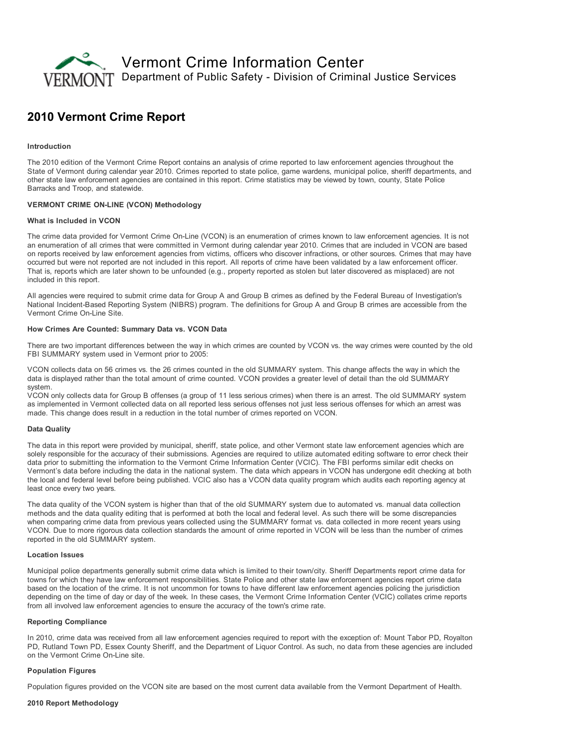# Vermont Crime Information Center

Department of Public Safety - Division of Criminal Justice Services

## 2010 Vermont Crime Report

**Introduction**

The 2010 edition of the Vermont Crime Report contains an analysis of crime reported to law enforcement agencies throughout the State of Vermont during calendar year 2010. Crimes reported to state police, game wardens, municipal police, sheriff departments, and other state law enforcement agencies are contained in this report. Crime statistics may be viewed by town, county, State Police Barracks and Troop, and statewide.

**VERMONT CRIME ON-LINE (VCON) Methodology**

**What is Included in VCON**

The crime data provided for Vermont Crime On-Line (VCON) is an enumeration of crimes known to law enforcement agencies. It is not an enumeration of all crimes that were committed in Vermont during calendar year 2010. Crimes that are included in VCON are based on reports received by law enforcement agencies from victims, officers who discover infractions, or other sources. Crimes that may have occurred but were not reported are not included in this report. All reports of crime have been validated by a law enforcement officer. That is, reports which are later shown to be unfounded (e.g., property reported as stolen but later discovered as misplaced) are not included in this report.

All agencies were required to submit crime data for Group A and Group B crimes as defined by the Federal Bureau of Investigation's National Incident-Based Reporting System (NIBRS) program. The definitions for Group A and Group B crimes are accessible from the Vermont Crime On-Line Site.

**How Crimes Are Counted: Summary Data vs. VCON Data**

There are two important differences between the way in which crimes are counted by VCON vs. the way crimes were counted by the old FBI SUMMARY system used in Vermont prior to 2005:

VCON collects data on 56 crimes vs. the 26 crimes counted in the old SUMMARY system. This change affects the way in which the data is displayed rather than the total amount of crime counted. VCON provides a greater level of detail than the old SUMMARY system.

VCON only collects data for Group B offenses (a group of 11 less serious crimes) when there is an arrest. The old SUMMARY system as implemented in Vermont collected data on all reported less serious offenses not just less serious offenses for which an arrest was made. This change does result in a reduction in the total number of crimes reported on VCON.

**Data Quality**

The data in this report were provided by municipal, sheriff, state police, and other Vermont state law enforcement agencies which are solely responsible for the accuracy of their submissions. Agencies are required to utilize automated editing software to error check their data prior to submitting the information to the Vermont Crime Information Center (VCIC). The FBI performs similar edit checks on Vermont's data before including the data in the national system. The data which appears in VCON has undergone edit checking at both the local and federal level before being published. VCIC also has a VCON data quality program which audits each reporting agency at least once every two years.

The data quality of the VCON system is higher than that of the old SUMMARY system due to automated vs. manual data collection methods and the data quality editing that is performed at both the local and federal level. As such there will be some discrepancies when comparing crime data from previous years collected using the SUMMARY format vs. data collected in more recent years using VCON. Due to more rigorous data collection standards the amount of crime reported in VCON will be less than the number of crimes reported in the old SUMMARY system.

**Location Issues**

Municipal police departments generally submit crime data which is limited to their town/city. Sheriff Departments report crime data for towns for which they have law enforcement responsibilities. State Police and other state law enforcement agencies report crime data based on the location of the crime. It is not uncommon for towns to have different law enforcement agencies policing the jurisdiction depending on the time of day or day of the week. In these cases, the Vermont Crime Information Center (VCIC) collates crime reports from all involved law enforcement agencies to ensure the accuracy of the town's crime rate.

**Reporting Compliance**

In 2010, crime data was received from all law enforcement agencies required to report with the exception of: Mount Tabor PD, Royalton PD, Rutland Town PD, Essex County Sheriff, and the Department of Liquor Control. As such, no data from these agencies are included on the Vermont Crime On-Line site.

**Population Figures**

Population figures provided on the VCON site are based on the most current data available from the Vermont Department of Health.

**2010 Report Methodology**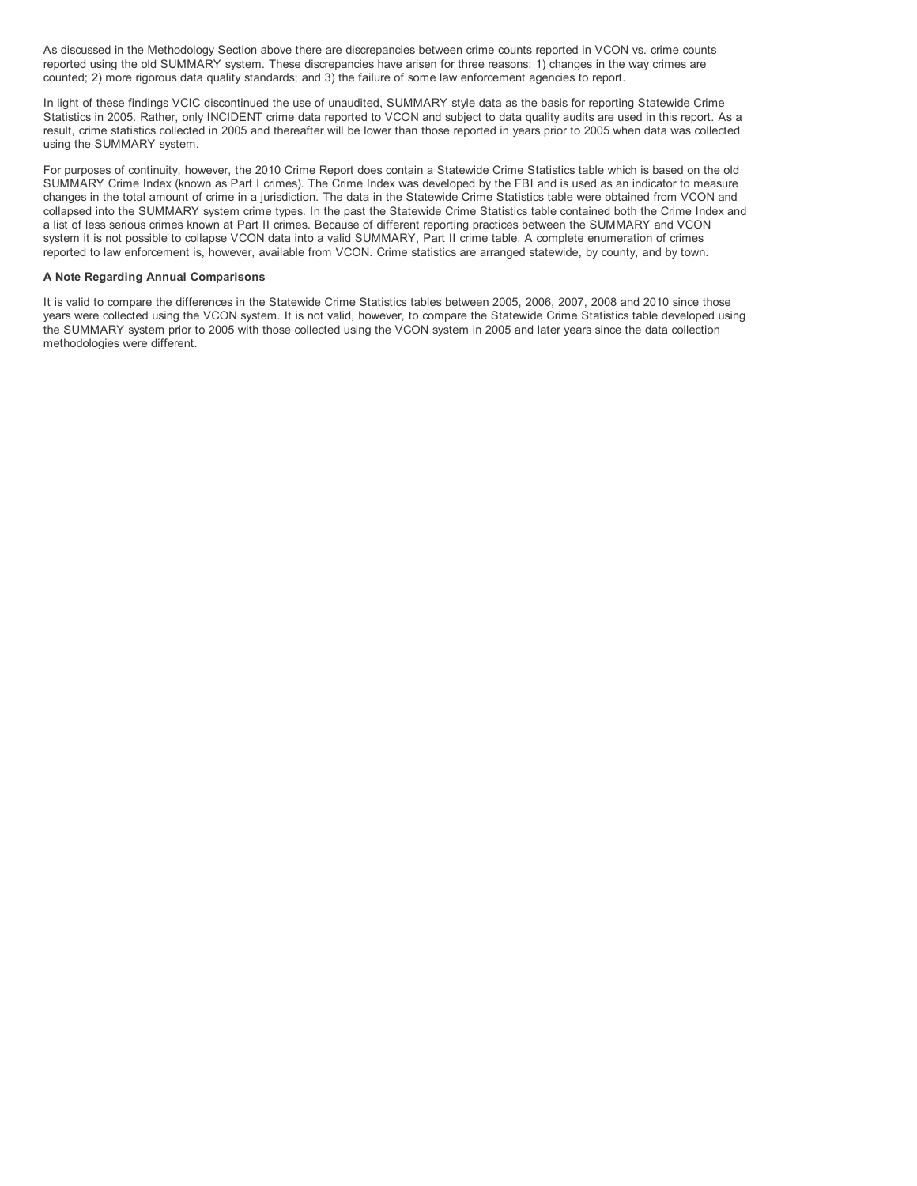As discussed in the Methodology Section above there are discrepancies between crime counts reported in VCON vs. crime counts reported using the old SUMMARY system. These discrepancies have arisen for three reasons: 1) changes in the way crimes are counted; 2) more rigorous data quality standards; and 3) the failure of some law enforcement agencies to report.

In light of these findings VCIC discontinued the use of unaudited, SUMMARY style data as the basis for reporting Statewide Crime Statistics in 2005. Rather, only INCIDENT crime data reported to VCON and subject to data quality audits are used in this report. As a result, crime statistics collected in 2005 and thereafter will be lower than those reported in years prior to 2005 when data was collected using the SUMMARY system.

For purposes of continuity, however, the 2010 Crime Report does contain a Statewide Crime Statistics table which is based on the old SUMMARY Crime Index (known as Part I crimes). The Crime Index was developed by the FBI and is used as an indicator to measure changes in the total amount of crime in a jurisdiction. The data in the Statewide Crime Statistics table were obtained from VCON and collapsed into the SUMMARY system crime types. In the past the Statewide Crime Statistics table contained both the Crime Index and a list of less serious crimes known at Part II crimes. Because of different reporting practices between the SUMMARY and VCON system it is not possible to collapse VCON data into a valid SUMMARY, Part II crime table. A complete enumeration of crimes reported to law enforcement is, however, available from VCON. Crime statistics are arranged statewide, by county, and by town.

**A Note Regarding Annual Comparisons**

It is valid to compare the differences in the Statewide Crime Statistics tables between 2005, 2006, 2007, 2008 and 2010 since those years were collected using the VCON system. It is not valid, however, to compare the Statewide Crime Statistics table developed using the SUMMARY system prior to 2005 with those collected using the VCON system in 2005 and later years since the data collection methodologies were different.